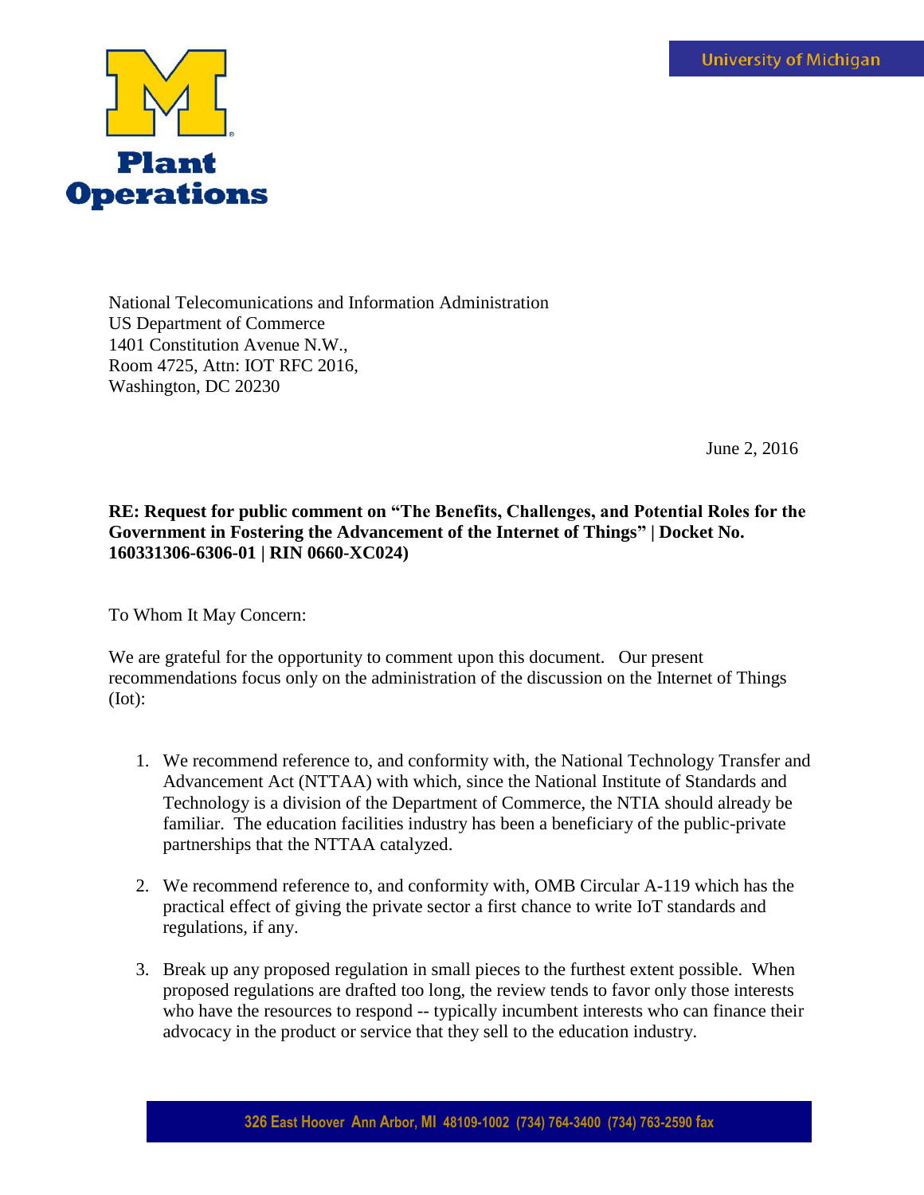**University of Michigan**

**Plant Operations**

National Telecomunications and Information Administration
US Department of Commerce
1401 Constitution Avenue N.W.,
Room 4725, Attn: IOT RFC 2016,
Washington, DC 20230

June 2, 2016

**RE: Request for public comment on "The Benefits, Challenges, and Potential Roles for the Government in Fostering the Advancement of the Internet of Things" | Docket No. 160331306-6306-01 | RIN 0660-XC024)**

To Whom It May Concern:

We are grateful for the opportunity to comment upon this document. Our present recommendations focus only on the administration of the discussion on the Internet of Things (Iot):

1. We recommend reference to, and conformity with, the National Technology Transfer and Advancement Act (NTTAA) with which, since the National Institute of Standards and Technology is a division of the Department of Commerce, the NTIA should already be familiar. The education facilities industry has been a beneficiary of the public-private partnerships that the NTTAA catalyzed.

2. We recommend reference to, and conformity with, OMB Circular A-119 which has the practical effect of giving the private sector a first chance to write IoT standards and regulations, if any.

3. Break up any proposed regulation in small pieces to the furthest extent possible. When proposed regulations are drafted too long, the review tends to favor only those interests who have the resources to respond -- typically incumbent interests who can finance their advocacy in the product or service that they sell to the education industry.

326 East Hoover Ann Arbor, MI 48109-1002 (734) 764-3400 (734) 763-2590 fax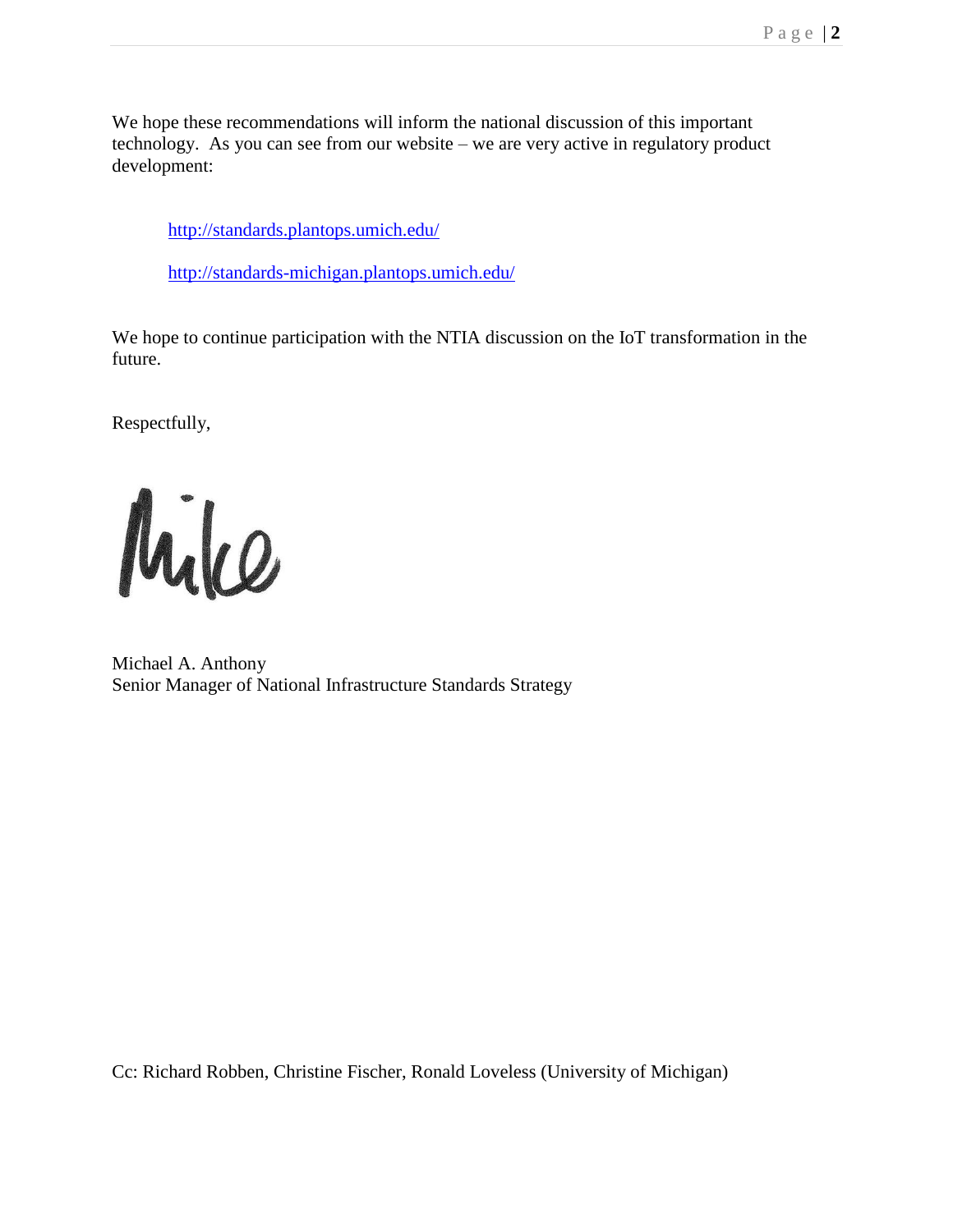We hope these recommendations will inform the national discussion of this important technology. As you can see from our website – we are very active in regulatory product development:

> http://standards.plantops.umich.edu/
>
> http://standards-michigan.plantops.umich.edu/

We hope to continue participation with the NTIA discussion on the IoT transformation in the future.

Respectfully,

Mike

Michael A. Anthony
Senior Manager of National Infrastructure Standards Strategy

Cc: Richard Robben, Christine Fischer, Ronald Loveless (University of Michigan)